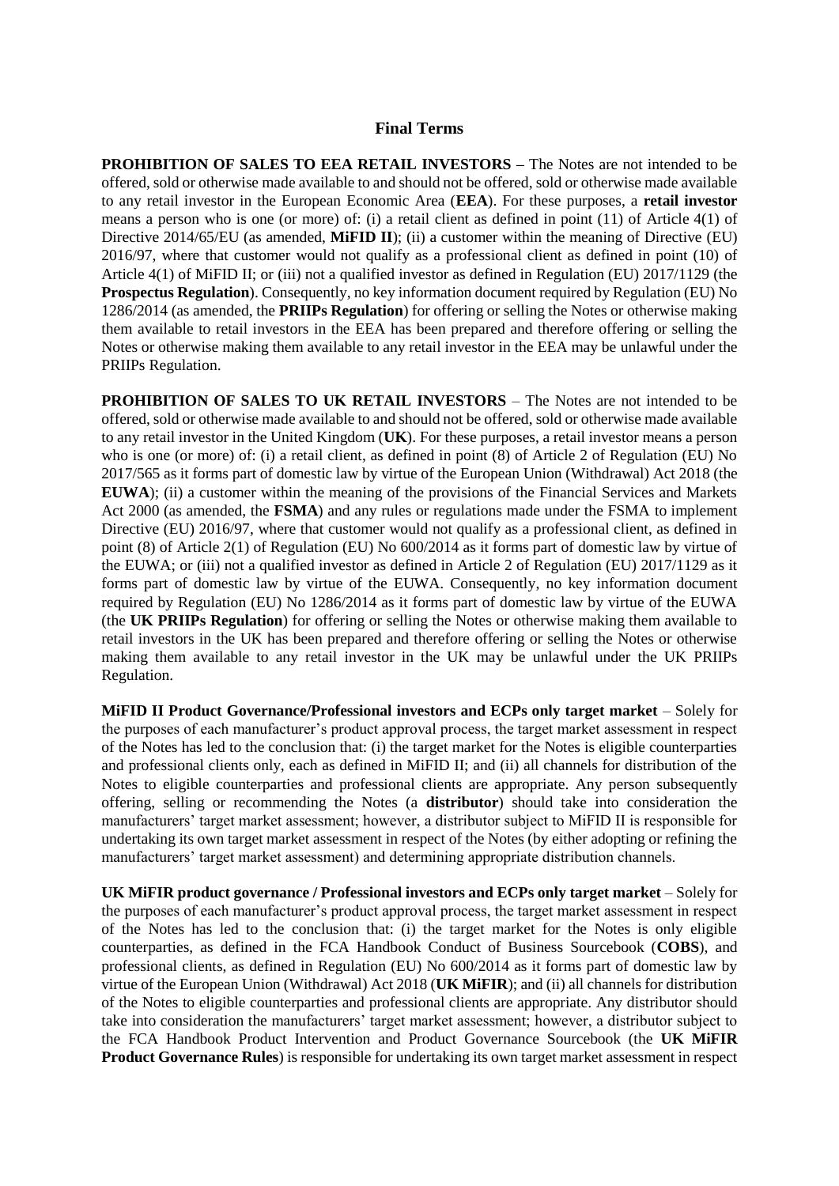# Final Terms

**PROHIBITION OF SALES TO EEA RETAIL INVESTORS –** The Notes are not intended to be offered, sold or otherwise made available to and should not be offered, sold or otherwise made available to any retail investor in the European Economic Area (**EEA**). For these purposes, a **retail investor** means a person who is one (or more) of: (i) a retail client as defined in point (11) of Article 4(1) of Directive 2014/65/EU (as amended, **MiFID II**); (ii) a customer within the meaning of Directive (EU) 2016/97, where that customer would not qualify as a professional client as defined in point (10) of Article 4(1) of MiFID II; or (iii) not a qualified investor as defined in Regulation (EU) 2017/1129 (the **Prospectus Regulation**). Consequently, no key information document required by Regulation (EU) No 1286/2014 (as amended, the **PRIIPs Regulation**) for offering or selling the Notes or otherwise making them available to retail investors in the EEA has been prepared and therefore offering or selling the Notes or otherwise making them available to any retail investor in the EEA may be unlawful under the PRIIPs Regulation.

**PROHIBITION OF SALES TO UK RETAIL INVESTORS** – The Notes are not intended to be offered, sold or otherwise made available to and should not be offered, sold or otherwise made available to any retail investor in the United Kingdom (**UK**). For these purposes, a retail investor means a person who is one (or more) of: (i) a retail client, as defined in point (8) of Article 2 of Regulation (EU) No 2017/565 as it forms part of domestic law by virtue of the European Union (Withdrawal) Act 2018 (the **EUWA**); (ii) a customer within the meaning of the provisions of the Financial Services and Markets Act 2000 (as amended, the **FSMA**) and any rules or regulations made under the FSMA to implement Directive (EU) 2016/97, where that customer would not qualify as a professional client, as defined in point (8) of Article 2(1) of Regulation (EU) No 600/2014 as it forms part of domestic law by virtue of the EUWA; or (iii) not a qualified investor as defined in Article 2 of Regulation (EU) 2017/1129 as it forms part of domestic law by virtue of the EUWA. Consequently, no key information document required by Regulation (EU) No 1286/2014 as it forms part of domestic law by virtue of the EUWA (the **UK PRIIPs Regulation**) for offering or selling the Notes or otherwise making them available to retail investors in the UK has been prepared and therefore offering or selling the Notes or otherwise making them available to any retail investor in the UK may be unlawful under the UK PRIIPs Regulation.

**MiFID II Product Governance/Professional investors and ECPs only target market** – Solely for the purposes of each manufacturer's product approval process, the target market assessment in respect of the Notes has led to the conclusion that: (i) the target market for the Notes is eligible counterparties and professional clients only, each as defined in MiFID II; and (ii) all channels for distribution of the Notes to eligible counterparties and professional clients are appropriate. Any person subsequently offering, selling or recommending the Notes (a **distributor**) should take into consideration the manufacturers' target market assessment; however, a distributor subject to MiFID II is responsible for undertaking its own target market assessment in respect of the Notes (by either adopting or refining the manufacturers' target market assessment) and determining appropriate distribution channels.

**UK MiFIR product governance / Professional investors and ECPs only target market** – Solely for the purposes of each manufacturer's product approval process, the target market assessment in respect of the Notes has led to the conclusion that: (i) the target market for the Notes is only eligible counterparties, as defined in the FCA Handbook Conduct of Business Sourcebook (**COBS**), and professional clients, as defined in Regulation (EU) No 600/2014 as it forms part of domestic law by virtue of the European Union (Withdrawal) Act 2018 (**UK MiFIR**); and (ii) all channels for distribution of the Notes to eligible counterparties and professional clients are appropriate. Any distributor should take into consideration the manufacturers' target market assessment; however, a distributor subject to the FCA Handbook Product Intervention and Product Governance Sourcebook (the **UK MiFIR Product Governance Rules**) is responsible for undertaking its own target market assessment in respect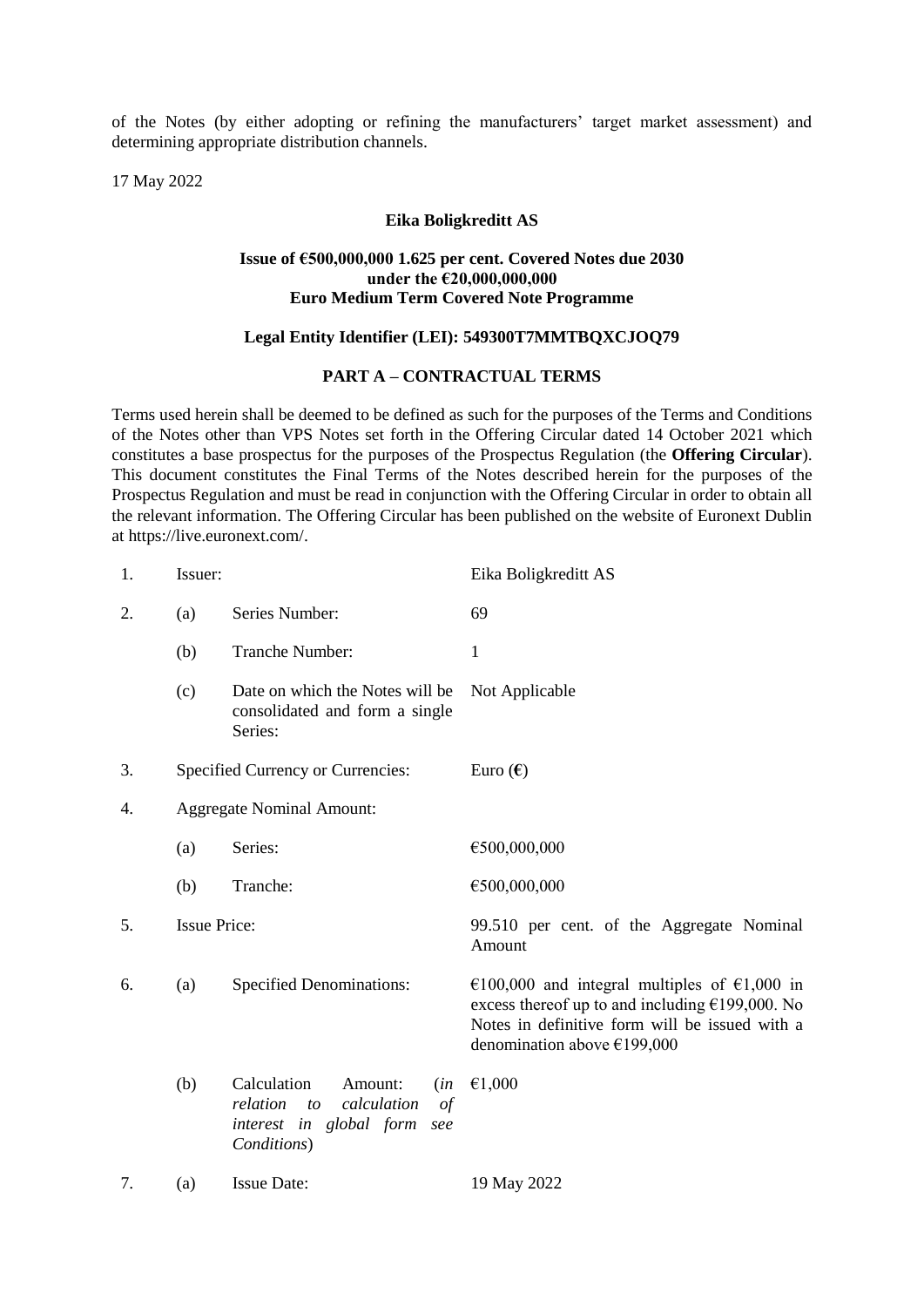of the Notes (by either adopting or refining the manufacturers' target market assessment) and determining appropriate distribution channels.

17 May 2022

**Eika Boligkreditt AS**

**Issue of €500,000,000 1.625 per cent. Covered Notes due 2030 under the €20,000,000,000 Euro Medium Term Covered Note Programme**

**Legal Entity Identifier (LEI): 549300T7MMTBQXCJOQ79**

**PART A – CONTRACTUAL TERMS**

Terms used herein shall be deemed to be defined as such for the purposes of the Terms and Conditions of the Notes other than VPS Notes set forth in the Offering Circular dated 14 October 2021 which constitutes a base prospectus for the purposes of the Prospectus Regulation (the **Offering Circular**). This document constitutes the Final Terms of the Notes described herein for the purposes of the Prospectus Regulation and must be read in conjunction with the Offering Circular in order to obtain all the relevant information. The Offering Circular has been published on the website of Euronext Dublin at https://live.euronext.com/.

| | | | |
|---|---|---|---|
| 1. | Issuer: | | Eika Boligkreditt AS |
| 2. | (a) | Series Number: | 69 |
| | (b) | Tranche Number: | 1 |
| | (c) | Date on which the Notes will be consolidated and form a single Series: | Not Applicable |
| 3. | Specified Currency or Currencies: | | Euro (€) |
| 4. | Aggregate Nominal Amount: | | |
| | (a) | Series: | €500,000,000 |
| | (b) | Tranche: | €500,000,000 |
| 5. | Issue Price: | | 99.510 per cent. of the Aggregate Nominal Amount |
| 6. | (a) | Specified Denominations: | €100,000 and integral multiples of €1,000 in excess thereof up to and including €199,000. No Notes in definitive form will be issued with a denomination above €199,000 |
| | (b) | Calculation Amount: (*in relation to calculation of interest in global form see Conditions*) | €1,000 |
| 7. | (a) | Issue Date: | 19 May 2022 |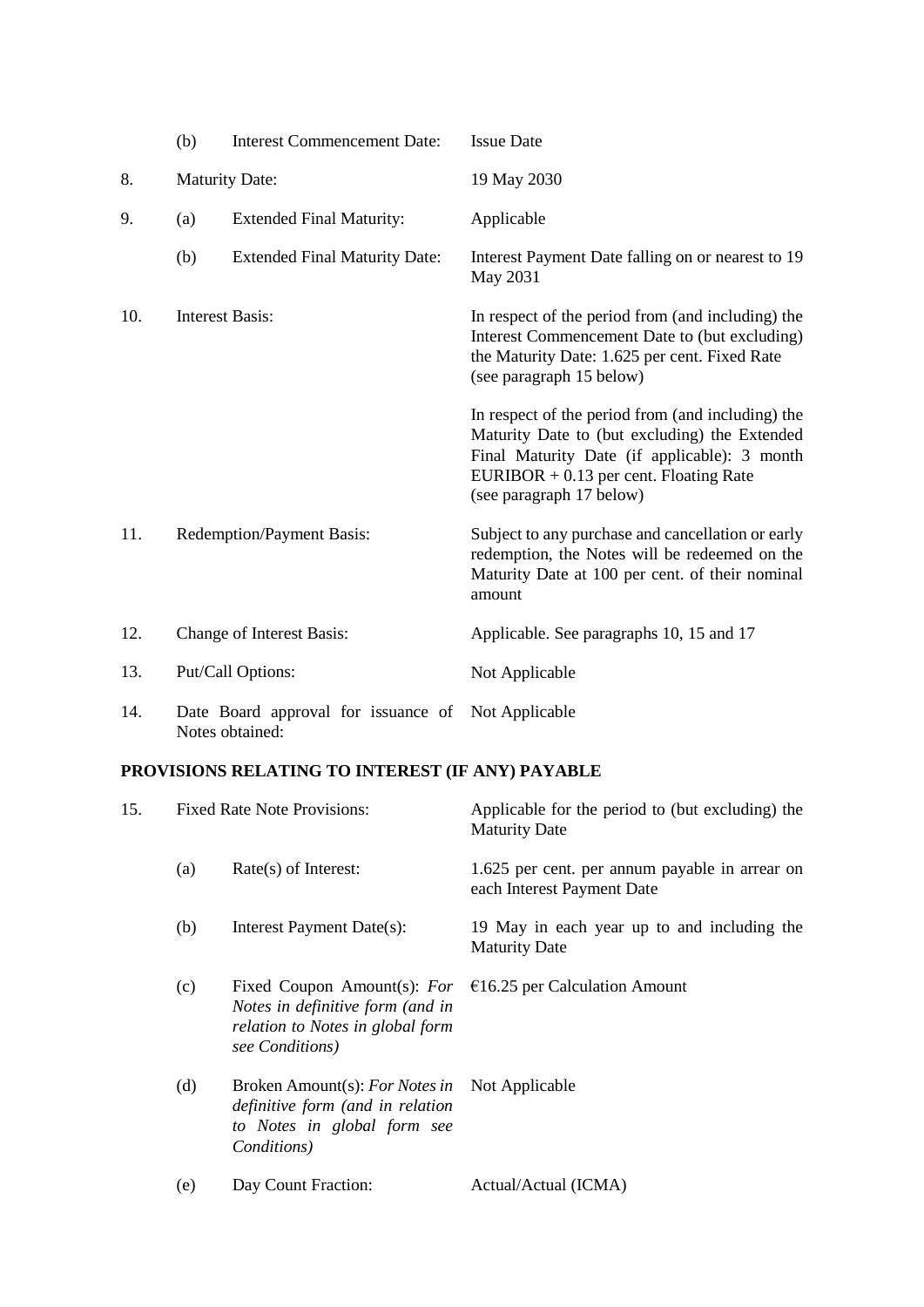| | | | |
|---|---|---|---|
| | (b) | Interest Commencement Date: | Issue Date |
| 8. | Maturity Date: | | 19 May 2030 |
| 9. | (a) | Extended Final Maturity: | Applicable |
| | (b) | Extended Final Maturity Date: | Interest Payment Date falling on or nearest to 19 May 2031 |
| 10. | Interest Basis: | | In respect of the period from (and including) the Interest Commencement Date to (but excluding) the Maturity Date: 1.625 per cent. Fixed Rate (see paragraph 15 below)<br><br>In respect of the period from (and including) the Maturity Date to (but excluding) the Extended Final Maturity Date (if applicable): 3 month EURIBOR + 0.13 per cent. Floating Rate (see paragraph 17 below) |
| 11. | Redemption/Payment Basis: | | Subject to any purchase and cancellation or early redemption, the Notes will be redeemed on the Maturity Date at 100 per cent. of their nominal amount |
| 12. | Change of Interest Basis: | | Applicable. See paragraphs 10, 15 and 17 |
| 13. | Put/Call Options: | | Not Applicable |
| 14. | Date Board approval for issuance of Notes obtained: | | Not Applicable |

**PROVISIONS RELATING TO INTEREST (IF ANY) PAYABLE**

| | | | |
|---|---|---|---|
| 15. | Fixed Rate Note Provisions: | | Applicable for the period to (but excluding) the Maturity Date |
| | (a) | Rate(s) of Interest: | 1.625 per cent. per annum payable in arrear on each Interest Payment Date |
| | (b) | Interest Payment Date(s): | 19 May in each year up to and including the Maturity Date |
| | (c) | Fixed Coupon Amount(s): *For Notes in definitive form (and in relation to Notes in global form see Conditions)* | €16.25 per Calculation Amount |
| | (d) | Broken Amount(s): *For Notes in definitive form (and in relation to Notes in global form see Conditions)* | Not Applicable |
| | (e) | Day Count Fraction: | Actual/Actual (ICMA) |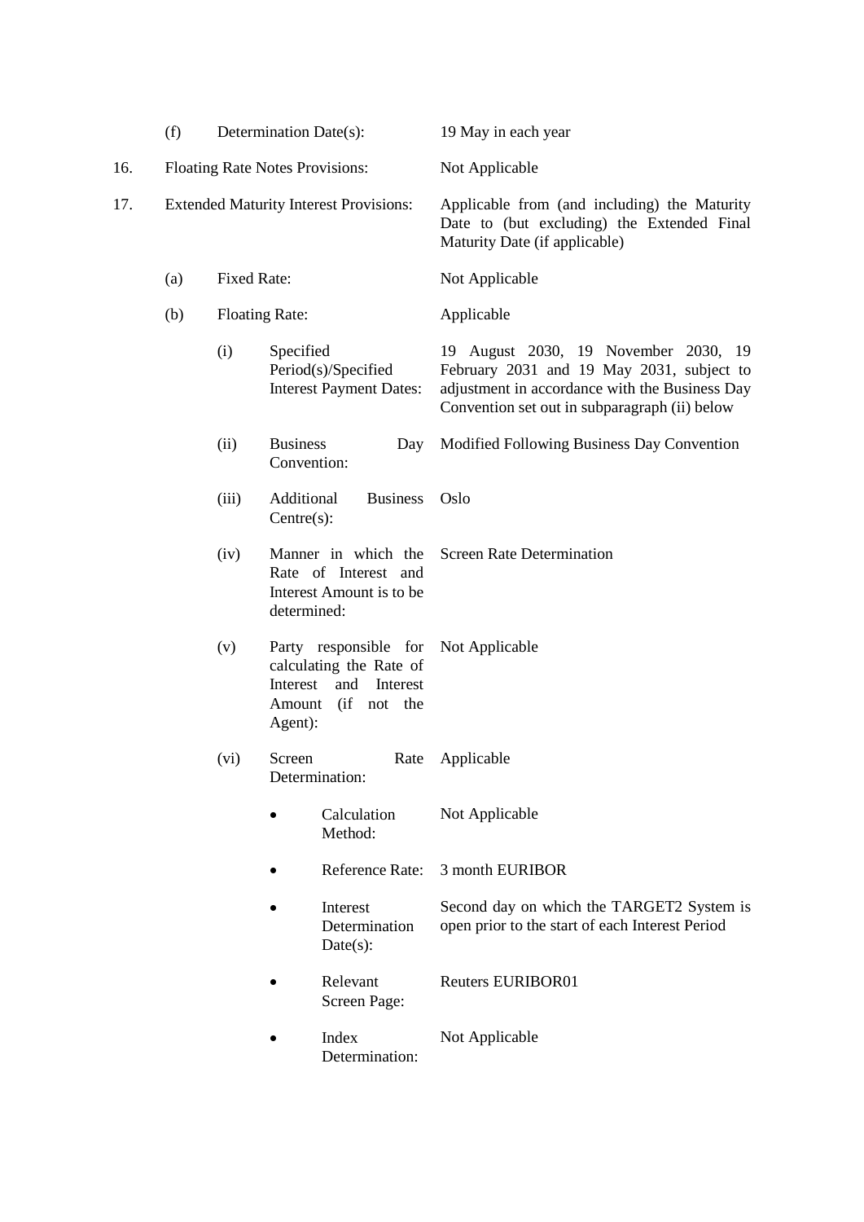| | | | | |
|---|---|---|---|---|
| | (f) | Determination Date(s): | | 19 May in each year |
| 16. | Floating Rate Notes Provisions: | | | Not Applicable |
| 17. | Extended Maturity Interest Provisions: | | | Applicable from (and including) the Maturity Date to (but excluding) the Extended Final Maturity Date (if applicable) |
| | (a) | Fixed Rate: | | Not Applicable |
| | (b) | Floating Rate: | | Applicable |
| | | (i) | Specified Period(s)/Specified Interest Payment Dates: | 19 August 2030, 19 November 2030, 19 February 2031 and 19 May 2031, subject to adjustment in accordance with the Business Day Convention set out in subparagraph (ii) below |
| | | (ii) | Business Day Convention: | Modified Following Business Day Convention |
| | | (iii) | Additional Business Centre(s): | Oslo |
| | | (iv) | Manner in which the Rate of Interest and Interest Amount is to be determined: | Screen Rate Determination |
| | | (v) | Party responsible for calculating the Rate of Interest and Interest Amount (if not the Agent): | Not Applicable |
| | | (vi) | Screen Rate Determination: | Applicable |
| | | | • Calculation Method: | Not Applicable |
| | | | • Reference Rate: | 3 month EURIBOR |
| | | | • Interest Determination Date(s): | Second day on which the TARGET2 System is open prior to the start of each Interest Period |
| | | | • Relevant Screen Page: | Reuters EURIBOR01 |
| | | | • Index Determination: | Not Applicable |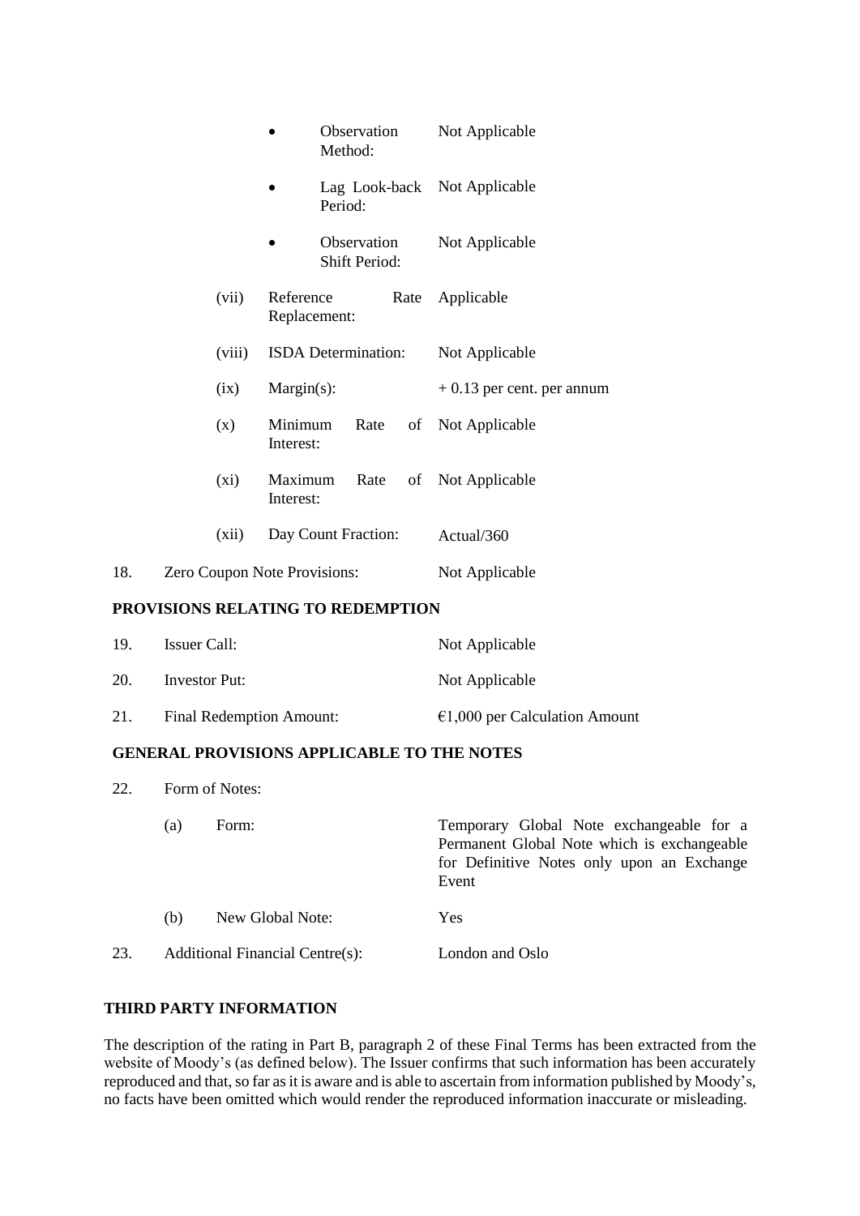| | | | |
|---|---|---|---|
| | | • Observation Method: | Not Applicable |
| | | • Lag Look-back Period: | Not Applicable |
| | | • Observation Shift Period: | Not Applicable |
| | (vii) | Reference Rate Replacement: | Applicable |
| | (viii) | ISDA Determination: | Not Applicable |
| | (ix) | Margin(s): | + 0.13 per cent. per annum |
| | (x) | Minimum Rate of Interest: | Not Applicable |
| | (xi) | Maximum Rate of Interest: | Not Applicable |
| | (xii) | Day Count Fraction: | Actual/360 |
| 18. | Zero Coupon Note Provisions: | | Not Applicable |

**PROVISIONS RELATING TO REDEMPTION**

| | | |
|---|---|---|
| 19. | Issuer Call: | Not Applicable |
| 20. | Investor Put: | Not Applicable |
| 21. | Final Redemption Amount: | €1,000 per Calculation Amount |

**GENERAL PROVISIONS APPLICABLE TO THE NOTES**

| | | | |
|---|---|---|---|
| 22. | Form of Notes: | | |
| | (a) | Form: | Temporary Global Note exchangeable for a Permanent Global Note which is exchangeable for Definitive Notes only upon an Exchange Event |
| | (b) | New Global Note: | Yes |
| 23. | Additional Financial Centre(s): | | London and Oslo |

**THIRD PARTY INFORMATION**

The description of the rating in Part B, paragraph 2 of these Final Terms has been extracted from the website of Moody's (as defined below). The Issuer confirms that such information has been accurately reproduced and that, so far as it is aware and is able to ascertain from information published by Moody's, no facts have been omitted which would render the reproduced information inaccurate or misleading.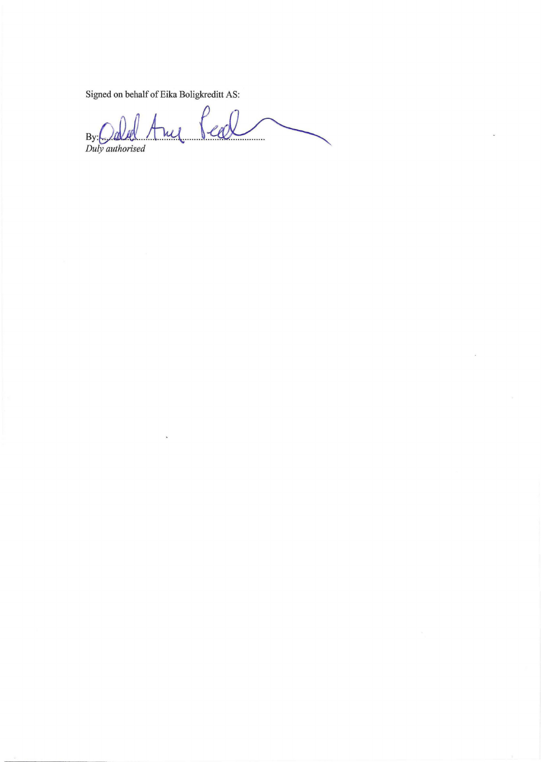Signed on behalf of Eika Boligkreditt AS:

By:.......................................................................

*Duly authorised*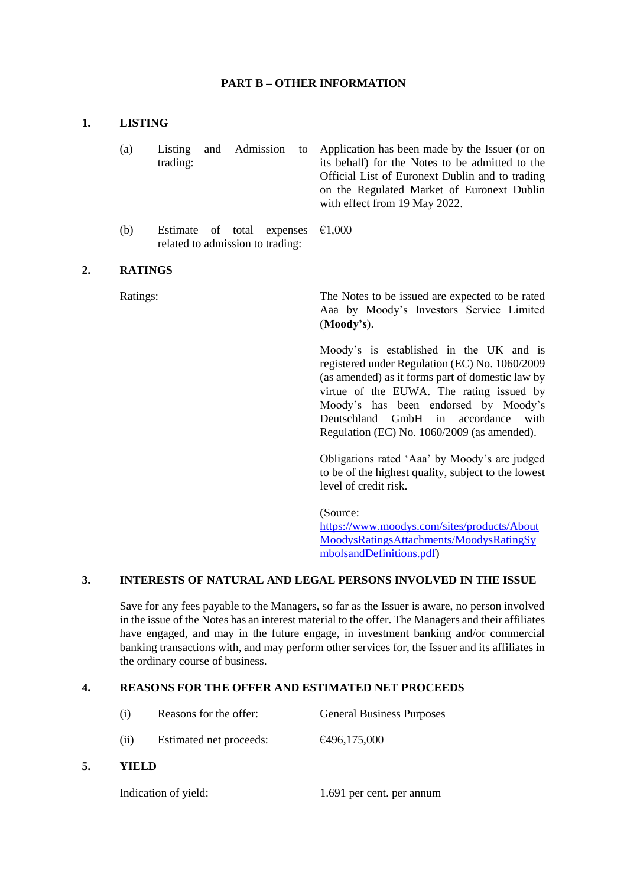# PART B – OTHER INFORMATION

## 1. LISTING

| | | |
|---|---|---|
| (a) | Listing and Admission to trading: | Application has been made by the Issuer (or on its behalf) for the Notes to be admitted to the Official List of Euronext Dublin and to trading on the Regulated Market of Euronext Dublin with effect from 19 May 2022. |
| (b) | Estimate of total expenses related to admission to trading: | €1,000 |

## 2. RATINGS

Ratings:

The Notes to be issued are expected to be rated Aaa by Moody's Investors Service Limited (**Moody's**).

Moody's is established in the UK and is registered under Regulation (EC) No. 1060/2009 (as amended) as it forms part of domestic law by virtue of the EUWA. The rating issued by Moody's has been endorsed by Moody's Deutschland GmbH in accordance with Regulation (EC) No. 1060/2009 (as amended).

Obligations rated 'Aaa' by Moody's are judged to be of the highest quality, subject to the lowest level of credit risk.

(Source: https://www.moodys.com/sites/products/AboutMoodysRatingsAttachments/MoodysRatingSymbolsandDefinitions.pdf)

## 3. INTERESTS OF NATURAL AND LEGAL PERSONS INVOLVED IN THE ISSUE

Save for any fees payable to the Managers, so far as the Issuer is aware, no person involved in the issue of the Notes has an interest material to the offer. The Managers and their affiliates have engaged, and may in the future engage, in investment banking and/or commercial banking transactions with, and may perform other services for, the Issuer and its affiliates in the ordinary course of business.

## 4. REASONS FOR THE OFFER AND ESTIMATED NET PROCEEDS

| | | |
|---|---|---|
| (i) | Reasons for the offer: | General Business Purposes |
| (ii) | Estimated net proceeds: | €496,175,000 |

## 5. YIELD

Indication of yield: 1.691 per cent. per annum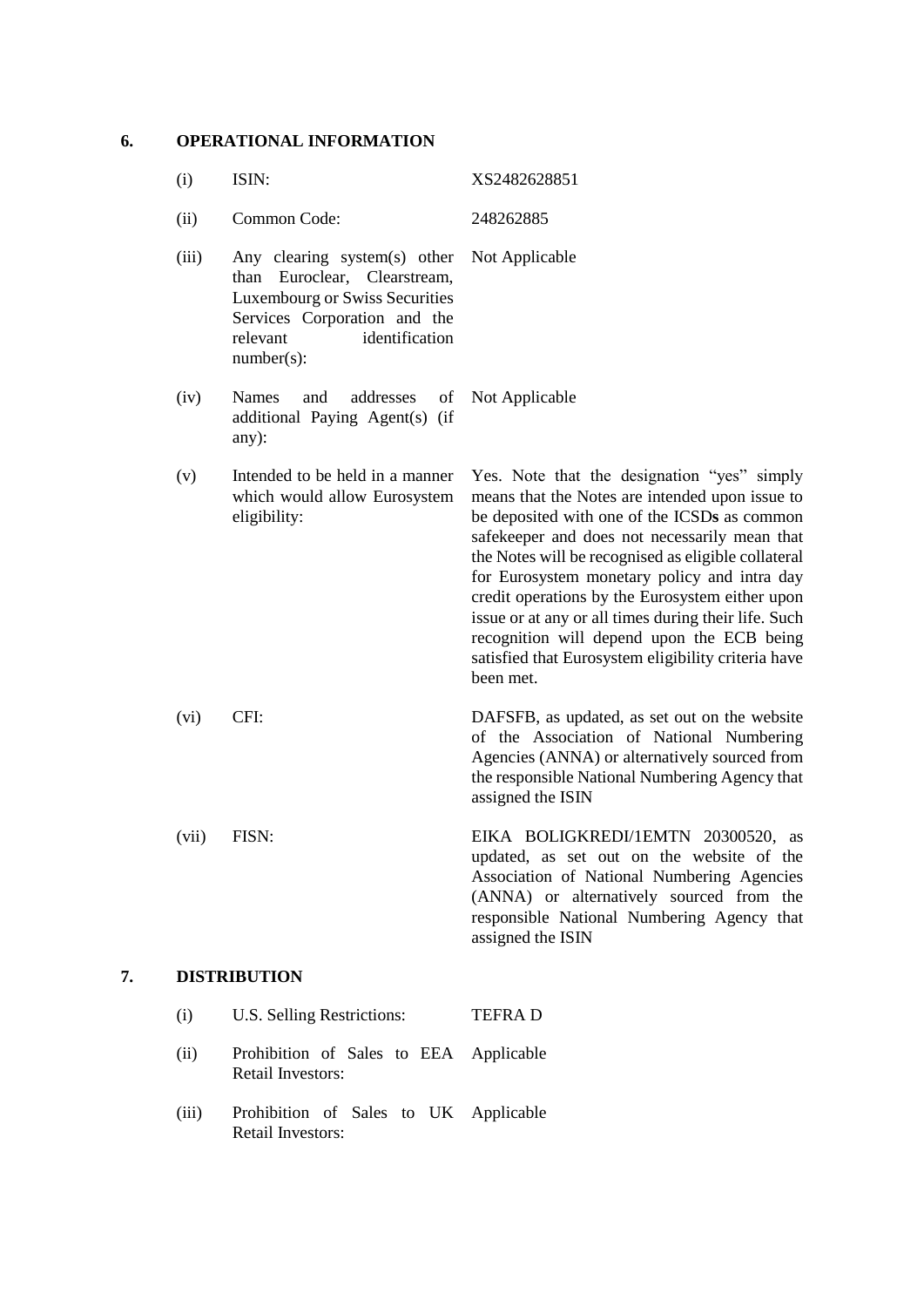## 6. OPERATIONAL INFORMATION

| | | |
|---|---|---|
| (i) | ISIN: | XS2482628851 |
| (ii) | Common Code: | 248262885 |
| (iii) | Any clearing system(s) other than Euroclear, Clearstream, Luxembourg or Swiss Securities Services Corporation and the relevant identification number(s): | Not Applicable |
| (iv) | Names and addresses of additional Paying Agent(s) (if any): | Not Applicable |
| (v) | Intended to be held in a manner which would allow Eurosystem eligibility: | Yes. Note that the designation "yes" simply means that the Notes are intended upon issue to be deposited with one of the ICSD**s** as common safekeeper and does not necessarily mean that the Notes will be recognised as eligible collateral for Eurosystem monetary policy and intra day credit operations by the Eurosystem either upon issue or at any or all times during their life. Such recognition will depend upon the ECB being satisfied that Eurosystem eligibility criteria have been met. |
| (vi) | CFI: | DAFSFB, as updated, as set out on the website of the Association of National Numbering Agencies (ANNA) or alternatively sourced from the responsible National Numbering Agency that assigned the ISIN |
| (vii) | FISN: | EIKA BOLIGKREDI/1EMTN 20300520, as updated, as set out on the website of the Association of National Numbering Agencies (ANNA) or alternatively sourced from the responsible National Numbering Agency that assigned the ISIN |

## 7. DISTRIBUTION

| | | |
|---|---|---|
| (i) | U.S. Selling Restrictions: | TEFRA D |
| (ii) | Prohibition of Sales to EEA Retail Investors: | Applicable |
| (iii) | Prohibition of Sales to UK Retail Investors: | Applicable |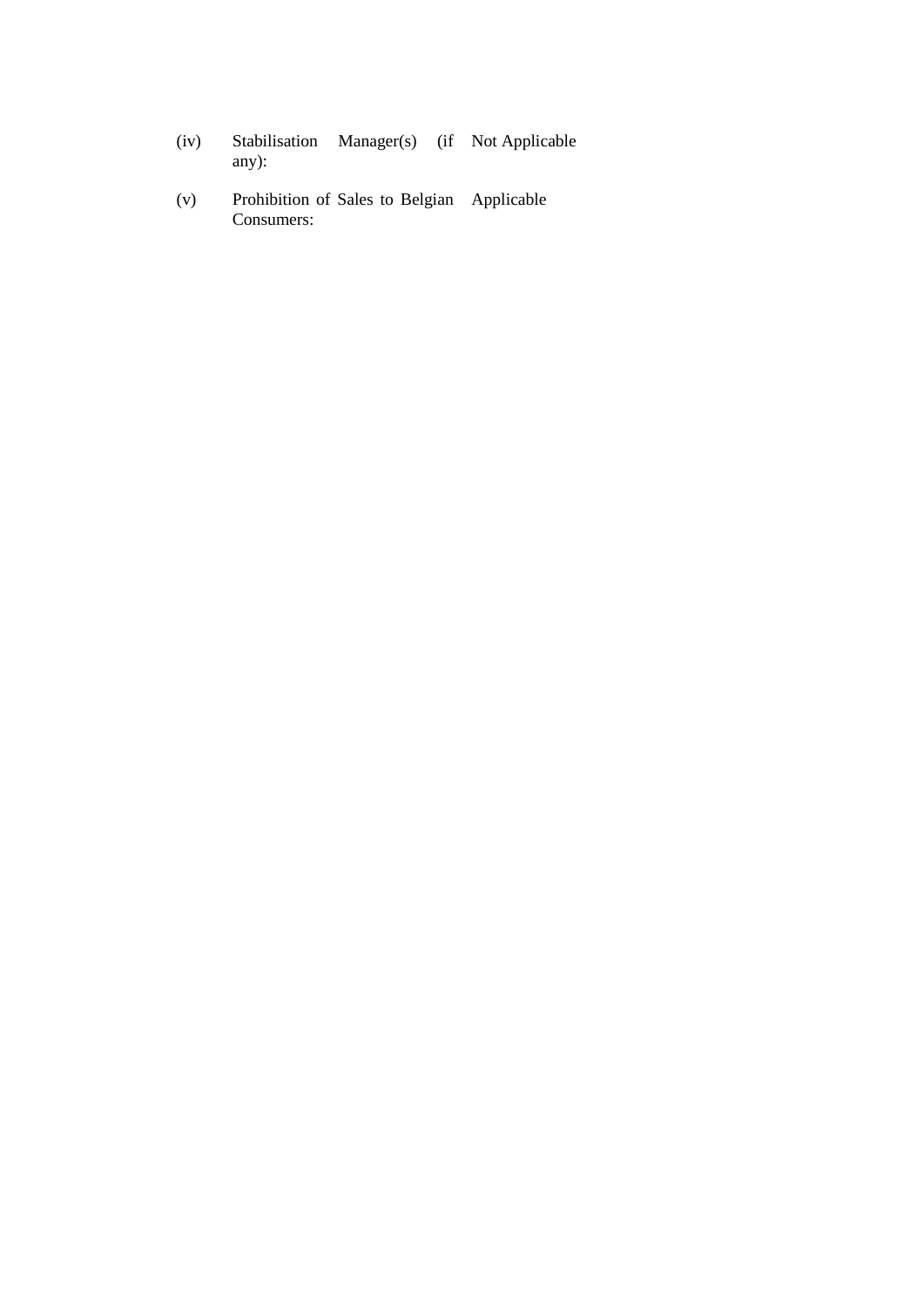| | | |
|---|---|---|
| (iv) | Stabilisation Manager(s) (if any): | Not Applicable |
| (v) | Prohibition of Sales to Belgian Consumers: | Applicable |